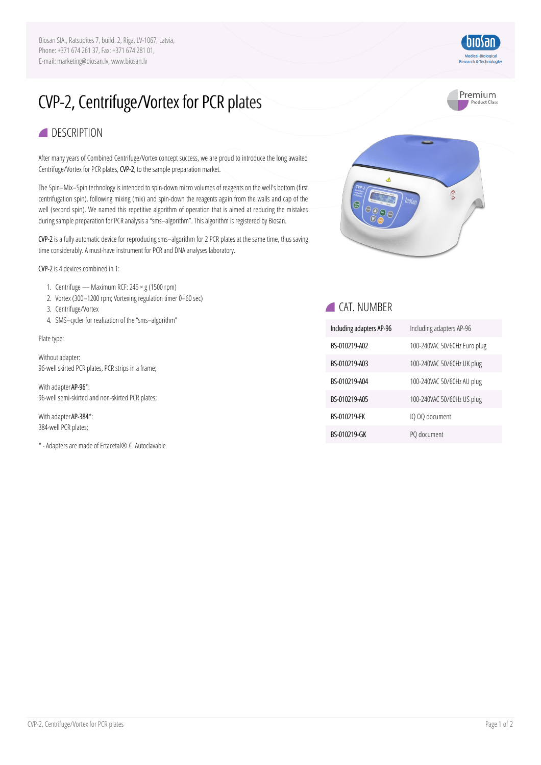Biosan SIA., Ratsupites 7, build. 2, Riga, LV-1067, Latvia,
Phone: +371 674 261 37, Fax: +371 674 281 01,
E-mail: marketing@biosan.lv, www.biosan.lv

# CVP-2, Centrifuge/Vortex for PCR plates

## DESCRIPTION

After many years of Combined Centrifuge/Vortex concept success, we are proud to introduce the long awaited Centrifuge/Vortex for PCR plates, **CVP-2**, to the sample preparation market.

The Spin–Mix–Spin technology is intended to spin-down micro volumes of reagents on the well's bottom (first centrifugation spin), following mixing (mix) and spin-down the reagents again from the walls and cap of the well (second spin). We named this repetitive algorithm of operation that is aimed at reducing the mistakes during sample preparation for PCR analysis a "sms–algorithm". This algorithm is registered by Biosan.

**CVP-2** is a fully automatic device for reproducing sms–algorithm for 2 PCR plates at the same time, thus saving time considerably. A must-have instrument for PCR and DNA analyses laboratory.

**CVP-2** is 4 devices combined in 1:

1. Centrifuge — Maximum RCF: 245 × g (1500 rpm)
2. Vortex (300–1200 rpm; Vortexing regulation timer 0–60 sec)
3. Centrifuge/Vortex
4. SMS–cycler for realization of the "sms–algorithm"

Plate type:

Without adapter:
96-well skirted PCR plates, PCR strips in a frame;

With adapter **AP-96***:
96-well semi-skirted and non-skirted PCR plates;

With adapter **AP-384***:
384-well PCR plates;

* - Adapters are made of Ertacetal® C. Autoclavable

## CAT. NUMBER

| Including adapters AP-96 | Including adapters AP-96 |
|---|---|
| BS-010219-A02 | 100-240VAC 50/60Hz Euro plug |
| BS-010219-A03 | 100-240VAC 50/60Hz UK plug |
| BS-010219-A04 | 100-240VAC 50/60Hz AU plug |
| BS-010219-A05 | 100-240VAC 50/60Hz US plug |
| BS-010219-FK | IQ OQ document |
| BS-010219-GK | PQ document |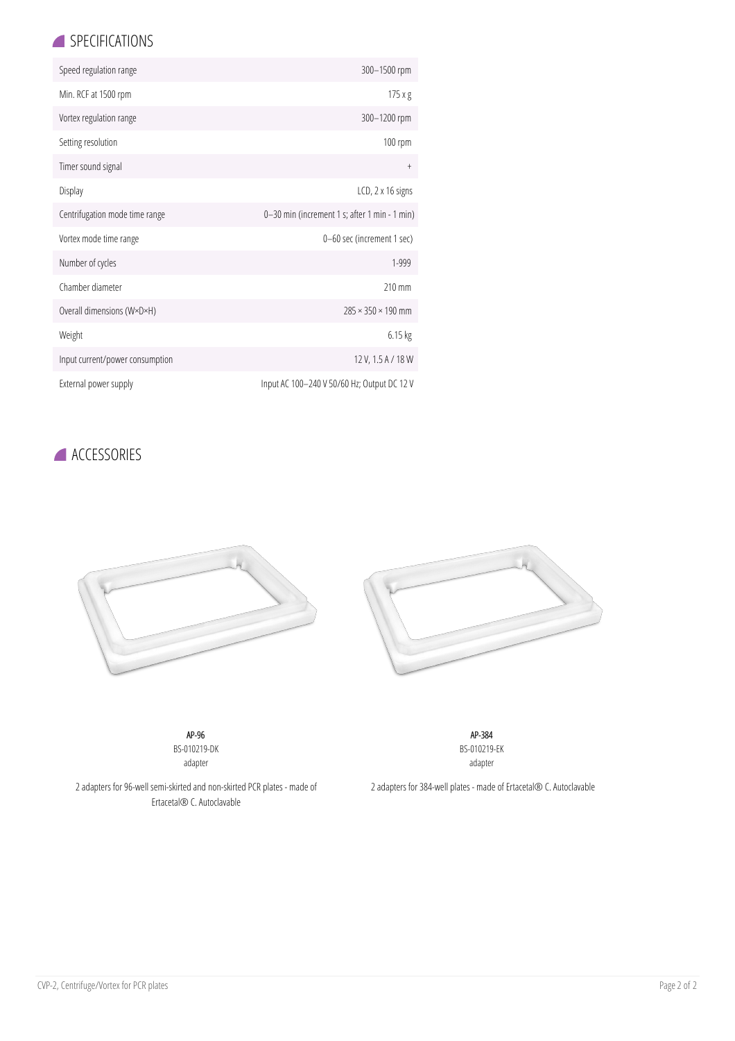## SPECIFICATIONS

| | |
|---|---|
| Speed regulation range | 300–1500 rpm |
| Min. RCF at 1500 rpm | 175 x g |
| Vortex regulation range | 300–1200 rpm |
| Setting resolution | 100 rpm |
| Timer sound signal | + |
| Display | LCD, 2 x 16 signs |
| Centrifugation mode time range | 0–30 min (increment 1 s; after 1 min - 1 min) |
| Vortex mode time range | 0–60 sec (increment 1 sec) |
| Number of cycles | 1-999 |
| Chamber diameter | 210 mm |
| Overall dimensions (W×D×H) | 285 × 350 × 190 mm |
| Weight | 6.15 kg |
| Input current/power consumption | 12 V, 1.5 A / 18 W |
| External power supply | Input AC 100–240 V 50/60 Hz; Output DC 12 V |

## ACCESSORIES

**AP-96**
BS-010219-DK
adapter

2 adapters for 96-well semi-skirted and non-skirted PCR plates - made of Ertacetal® C. Autoclavable

**AP-384**
BS-010219-EK
adapter

2 adapters for 384-well plates - made of Ertacetal® C. Autoclavable